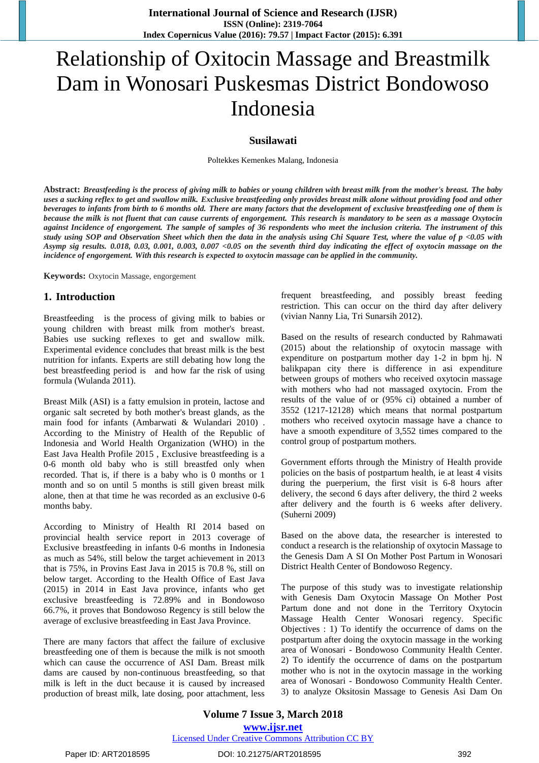# Relationship of Oxitocin Massage and Breastmilk Dam in Wonosari Puskesmas District Bondowoso Indonesia

**Susilawati**

Poltekkes Kemenkes Malang, Indonesia

**Abstract:** ***Breastfeeding is the process of giving milk to babies or young children with breast milk from the mother's breast. The baby uses a sucking reflex to get and swallow milk. Exclusive breastfeeding only provides breast milk alone without providing food and other beverages to infants from birth to 6 months old. There are many factors that the development of exclusive breastfeeding one of them is because the milk is not fluent that can cause currents of engorgement. This research is mandatory to be seen as a massage Oxytocin against Incidence of engorgement. The sample of samples of 36 respondents who meet the inclusion criteria. The instrument of this study using SOP and Observation Sheet which then the data in the analysis using Chi Square Test, where the value of p <0.05 with Asymp sig results. 0.018, 0.03, 0.001, 0.003, 0.007 <0.05 on the seventh third day indicating the effect of oxytocin massage on the incidence of engorgement. With this research is expected to oxytocin massage can be applied in the community.***

**Keywords:** Oxytocin Massage, engorgement

## 1. Introduction

Breastfeeding is the process of giving milk to babies or young children with breast milk from mother's breast. Babies use sucking reflexes to get and swallow milk. Experimental evidence concludes that breast milk is the best nutrition for infants. Experts are still debating how long the best breastfeeding period is and how far the risk of using formula (Wulanda 2011).

Breast Milk (ASI) is a fatty emulsion in protein, lactose and organic salt secreted by both mother's breast glands, as the main food for infants (Ambarwati & Wulandari 2010) . According to the Ministry of Health of the Republic of Indonesia and World Health Organization (WHO) in the East Java Health Profile 2015 , Exclusive breastfeeding is a 0-6 month old baby who is still breastfed only when recorded. That is, if there is a baby who is 0 months or 1 month and so on until 5 months is still given breast milk alone, then at that time he was recorded as an exclusive 0-6 months baby.

According to Ministry of Health RI 2014 based on provincial health service report in 2013 coverage of Exclusive breastfeeding in infants 0-6 months in Indonesia as much as 54%, still below the target achievement in 2013 that is 75%, in Provins East Java in 2015 is 70.8 %, still on below target. According to the Health Office of East Java (2015) in 2014 in East Java province, infants who get exclusive breastfeeding is 72.89% and in Bondowoso 66.7%, it proves that Bondowoso Regency is still below the average of exclusive breastfeeding in East Java Province.

There are many factors that affect the failure of exclusive breastfeeding one of them is because the milk is not smooth which can cause the occurrence of ASI Dam. Breast milk dams are caused by non-continuous breastfeeding, so that milk is left in the duct because it is caused by increased production of breast milk, late dosing, poor attachment, less frequent breastfeeding, and possibly breast feeding restriction. This can occur on the third day after delivery (vivian Nanny Lia, Tri Sunarsih 2012).

Based on the results of research conducted by Rahmawati (2015) about the relationship of oxytocin massage with expenditure on postpartum mother day 1-2 in bpm hj. N balikpapan city there is difference in asi expenditure between groups of mothers who received oxytocin massage with mothers who had not massaged oxytocin. From the results of the value of or (95% ci) obtained a number of 3552 (1217-12128) which means that normal postpartum mothers who received oxytocin massage have a chance to have a smooth expenditure of 3,552 times compared to the control group of postpartum mothers.

Government efforts through the Ministry of Health provide policies on the basis of postpartum health, ie at least 4 visits during the puerperium, the first visit is 6-8 hours after delivery, the second 6 days after delivery, the third 2 weeks after delivery and the fourth is 6 weeks after delivery. (Suherni 2009)

Based on the above data, the researcher is interested to conduct a research is the relationship of oxytocin Massage to the Genesis Dam A SI On Mother Post Partum in Wonosari District Health Center of Bondowoso Regency.

The purpose of this study was to investigate relationship with Genesis Dam Oxytocin Massage On Mother Post Partum done and not done in the Territory Oxytocin Massage Health Center Wonosari regency. Specific Objectives : 1) To identify the occurrence of dams on the postpartum after doing the oxytocin massage in the working area of Wonosari - Bondowoso Community Health Center. 2) To identify the occurrence of dams on the postpartum mother who is not in the oxytocin massage in the working area of Wonosari - Bondowoso Community Health Center. 3) to analyze Oksitosin Massage to Genesis Asi Dam On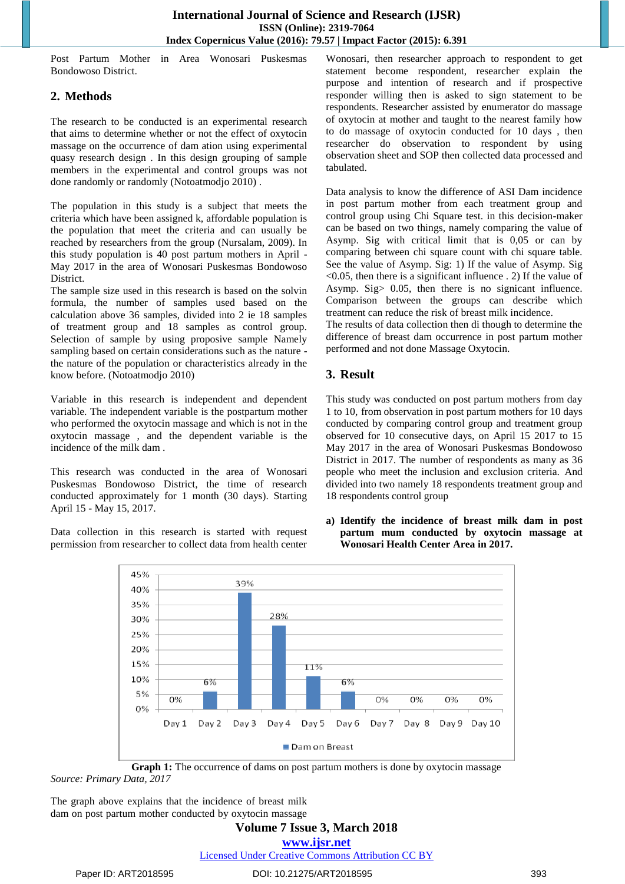Post Partum Mother in Area Wonosari Puskesmas Bondowoso District.

## 2. Methods

The research to be conducted is an experimental research that aims to determine whether or not the effect of oxytocin massage on the occurrence of dam ation using experimental quasy research design . In this design grouping of sample members in the experimental and control groups was not done randomly or randomly (Notoatmodjo 2010) .

The population in this study is a subject that meets the criteria which have been assigned k, affordable population is the population that meet the criteria and can usually be reached by researchers from the group (Nursalam, 2009). In this study population is 40 post partum mothers in April - May 2017 in the area of Wonosari Puskesmas Bondowoso District.

The sample size used in this research is based on the solvin formula, the number of samples used based on the calculation above 36 samples, divided into 2 ie 18 samples of treatment group and 18 samples as control group. Selection of sample by using proposive sample Namely sampling based on certain considerations such as the nature - the nature of the population or characteristics already in the know before. (Notoatmodjo 2010)

Variable in this research is independent and dependent variable. The independent variable is the postpartum mother who performed the oxytocin massage and which is not in the oxytocin massage , and the dependent variable is the incidence of the milk dam .

This research was conducted in the area of Wonosari Puskesmas Bondowoso District, the time of research conducted approximately for 1 month (30 days). Starting April 15 - May 15, 2017.

Data collection in this research is started with request permission from researcher to collect data from health center Wonosari, then researcher approach to respondent to get statement become respondent, researcher explain the purpose and intention of research and if prospective responder willing then is asked to sign statement to be respondents. Researcher assisted by enumerator do massage of oxytocin at mother and taught to the nearest family how to do massage of oxytocin conducted for 10 days , then researcher do observation to respondent by using observation sheet and SOP then collected data processed and tabulated.

Data analysis to know the difference of ASI Dam incidence in post partum mother from each treatment group and control group using Chi Square test. in this decision-maker can be based on two things, namely comparing the value of Asymp. Sig with critical limit that is 0,05 or can by comparing between chi square count with chi square table. See the value of Asymp. Sig: 1) If the value of Asymp. Sig <0.05, then there is a significant influence . 2) If the value of Asymp. Sig> 0.05, then there is no signicant influence. Comparison between the groups can describe which treatment can reduce the risk of breast milk incidence.

The results of data collection then di though to determine the difference of breast dam occurrence in post partum mother performed and not done Massage Oxytocin.

## 3. Result

This study was conducted on post partum mothers from day 1 to 10, from observation in post partum mothers for 10 days conducted by comparing control group and treatment group observed for 10 consecutive days, on April 15 2017 to 15 May 2017 in the area of Wonosari Puskesmas Bondowoso District in 2017. The number of respondents as many as 36 people who meet the inclusion and exclusion criteria. And divided into two namely 18 respondents treatment group and 18 respondents control group

**a) Identify the incidence of breast milk dam in post partum mum conducted by oxytocin massage at Wonosari Health Center Area in 2017.**

| | Day 1 | Day 2 | Day 3 | Day 4 | Day 5 | Day 6 | Day 7 | Day 8 | Day 9 | Day 10 |
|---|---|---|---|---|---|---|---|---|---|---|
| Dam on Breast | 0% | 6% | 39% | 28% | 11% | 6% | 0% | 0% | 0% | 0% |

**Graph 1:** The occurrence of dams on post partum mothers is done by oxytocin massage

*Source: Primary Data, 2017*

The graph above explains that the incidence of breast milk dam on post partum mother conducted by oxytocin massage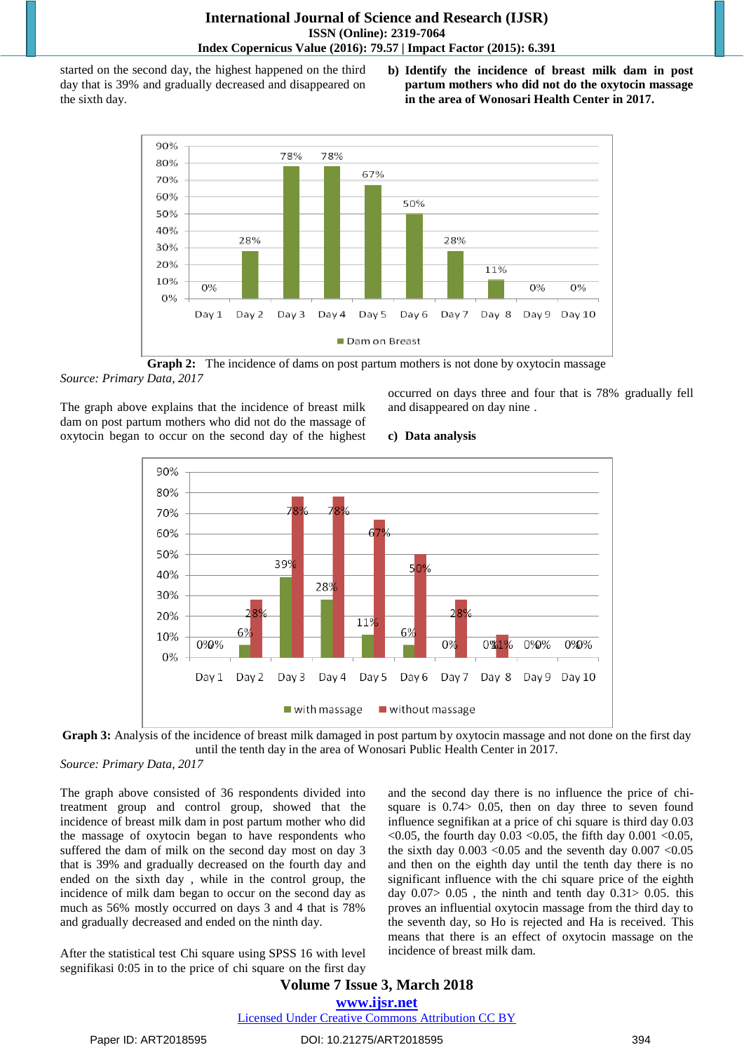started on the second day, the highest happened on the third day that is 39% and gradually decreased and disappeared on the sixth day.

**b) Identify the incidence of breast milk dam in post partum mothers who did not do the oxytocin massage in the area of Wonosari Health Center in 2017.**

| | Day 1 | Day 2 | Day 3 | Day 4 | Day 5 | Day 6 | Day 7 | Day 8 | Day 9 | Day 10 |
|---|---|---|---|---|---|---|---|---|---|---|
| Dam on Breast | 0% | 28% | 78% | 78% | 67% | 50% | 28% | 11% | 0% | 0% |

**Graph 2:** The incidence of dams on post partum mothers is not done by oxytocin massage

*Source: Primary Data, 2017*

The graph above explains that the incidence of breast milk dam on post partum mothers who did not do the massage of oxytocin began to occur on the second day of the highest occurred on days three and four that is 78% gradually fell and disappeared on day nine .

**c) Data analysis**

| | Day 1 | Day 2 | Day 3 | Day 4 | Day 5 | Day 6 | Day 7 | Day 8 | Day 9 | Day 10 |
|---|---|---|---|---|---|---|---|---|---|---|
| with massage | 0% | 6% | 39% | 28% | 11% | 6% | 0% | 0% | 0% | 0% |
| without massage | 0% | 28% | 78% | 78% | 67% | 50% | 28% | 11% | 0% | 0% |

**Graph 3:** Analysis of the incidence of breast milk damaged in post partum by oxytocin massage and not done on the first day until the tenth day in the area of Wonosari Public Health Center in 2017.

*Source: Primary Data, 2017*

The graph above consisted of 36 respondents divided into treatment group and control group, showed that the incidence of breast milk dam in post partum mother who did the massage of oxytocin began to have respondents who suffered the dam of milk on the second day most on day 3 that is 39% and gradually decreased on the fourth day and ended on the sixth day , while in the control group, the incidence of milk dam began to occur on the second day as much as 56% mostly occurred on days 3 and 4 that is 78% and gradually decreased and ended on the ninth day.

After the statistical test Chi square using SPSS 16 with level segnifikasi 0:05 in to the price of chi square on the first day and the second day there is no influence the price of chi-square is 0.74> 0.05, then on day three to seven found influence segnifikan at a price of chi square is third day 0.03 <0.05, the fourth day 0.03 <0.05, the fifth day 0.001 <0.05, the sixth day 0.003 <0.05 and the seventh day 0.007 <0.05 and then on the eighth day until the tenth day there is no significant influence with the chi square price of the eighth day 0.07> 0.05 , the ninth and tenth day 0.31> 0.05. this proves an influential oxytocin massage from the third day to the seventh day, so Ho is rejected and Ha is received. This means that there is an effect of oxytocin massage on the incidence of breast milk dam.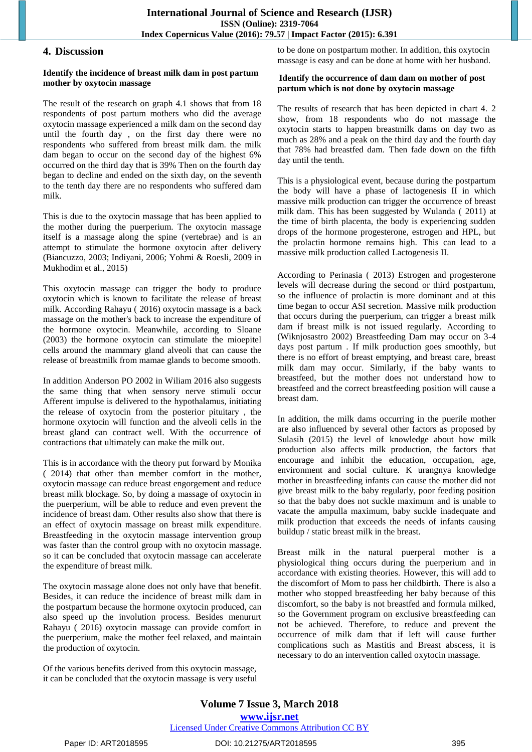## 4. Discussion

**Identify the incidence of breast milk dam in post partum mother by oxytocin massage**

The result of the research on graph 4.1 shows that from 18 respondents of post partum mothers who did the average oxytocin massage experienced a milk dam on the second day until the fourth day , on the first day there were no respondents who suffered from breast milk dam. the milk dam began to occur on the second day of the highest 6% occurred on the third day that is 39% Then on the fourth day began to decline and ended on the sixth day, on the seventh to the tenth day there are no respondents who suffered dam milk.

This is due to the oxytocin massage that has been applied to the mother during the puerperium. The oxytocin massage itself is a massage along the spine (vertebrae) and is an attempt to stimulate the hormone oxytocin after delivery (Biancuzzo, 2003; Indiyani, 2006; Yohmi & Roesli, 2009 in Mukhodim et al., 2015)

This oxytocin massage can trigger the body to produce oxytocin which is known to facilitate the release of breast milk. According Rahayu ( 2016) oxytocin massage is a back massage on the mother's back to increase the expenditure of the hormone oxytocin. Meanwhile, according to Sloane (2003) the hormone oxytocin can stimulate the mioepitel cells around the mammary gland alveoli that can cause the release of breastmilk from mamae glands to become smooth.

In addition Anderson PO 2002 in Wiliam 2016 also suggests the same thing that when sensory nerve stimuli occur Afferent impulse is delivered to the hypothalamus, initiating the release of oxytocin from the posterior pituitary , the hormone oxytocin will function and the alveoli cells in the breast gland can contract well. With the occurrence of contractions that ultimately can make the milk out.

This is in accordance with the theory put forward by Monika ( 2014) that other than member comfort in the mother, oxytocin massage can reduce breast engorgement and reduce breast milk blockage. So, by doing a massage of oxytocin in the puerperium, will be able to reduce and even prevent the incidence of breast dam. Other results also show that there is an effect of oxytocin massage on breast milk expenditure. Breastfeeding in the oxytocin massage intervention group was faster than the control group with no oxytocin massage. so it can be concluded that oxytocin massage can accelerate the expenditure of breast milk.

The oxytocin massage alone does not only have that benefit. Besides, it can reduce the incidence of breast milk dam in the postpartum because the hormone oxytocin produced, can also speed up the involution process. Besides menururt Rahayu ( 2016) oxytocin massage can provide comfort in the puerperium, make the mother feel relaxed, and maintain the production of oxytocin.

Of the various benefits derived from this oxytocin massage, it can be concluded that the oxytocin massage is very useful to be done on postpartum mother. In addition, this oxytocin massage is easy and can be done at home with her husband.

**Identify the occurrence of dam dam on mother of post partum which is not done by oxytocin massage**

The results of research that has been depicted in chart 4. 2 show, from 18 respondents who do not massage the oxytocin starts to happen breastmilk dams on day two as much as 28% and a peak on the third day and the fourth day that 78% had breastfed dam. Then fade down on the fifth day until the tenth.

This is a physiological event, because during the postpartum the body will have a phase of lactogenesis II in which massive milk production can trigger the occurrence of breast milk dam. This has been suggested by Wulanda ( 2011) at the time of birth placenta, the body is experiencing sudden drops of the hormone progesterone, estrogen and HPL, but the prolactin hormone remains high. This can lead to a massive milk production called Lactogenesis II.

According to Perinasia ( 2013) Estrogen and progesterone levels will decrease during the second or third postpartum, so the influence of prolactin is more dominant and at this time began to occur ASI secretion. Massive milk production that occurs during the puerperium, can trigger a breast milk dam if breast milk is not issued regularly. According to (Wiknjosastro 2002) Breastfeeding Dam may occur on 3-4 days post partum . If milk production goes smoothly, but there is no effort of breast emptying, and breast care, breast milk dam may occur. Similarly, if the baby wants to breastfeed, but the mother does not understand how to breastfeed and the correct breastfeeding position will cause a breast dam.

In addition, the milk dams occurring in the puerile mother are also influenced by several other factors as proposed by Sulasih (2015) the level of knowledge about how milk production also affects milk production, the factors that encourage and inhibit the education, occupation, age, environment and social culture. K urangnya knowledge mother in breastfeeding infants can cause the mother did not give breast milk to the baby regularly, poor feeding position so that the baby does not suckle maximum and is unable to vacate the ampulla maximum, baby suckle inadequate and milk production that exceeds the needs of infants causing buildup / static breast milk in the breast.

Breast milk in the natural puerperal mother is a physiological thing occurs during the puerperium and in accordance with existing theories. However, this will add to the discomfort of Mom to pass her childbirth. There is also a mother who stopped breastfeeding her baby because of this discomfort, so the baby is not breastfed and formula milked, so the Government program on exclusive breastfeeding can not be achieved. Therefore, to reduce and prevent the occurrence of milk dam that if left will cause further complications such as Mastitis and Breast abscess, it is necessary to do an intervention called oxytocin massage.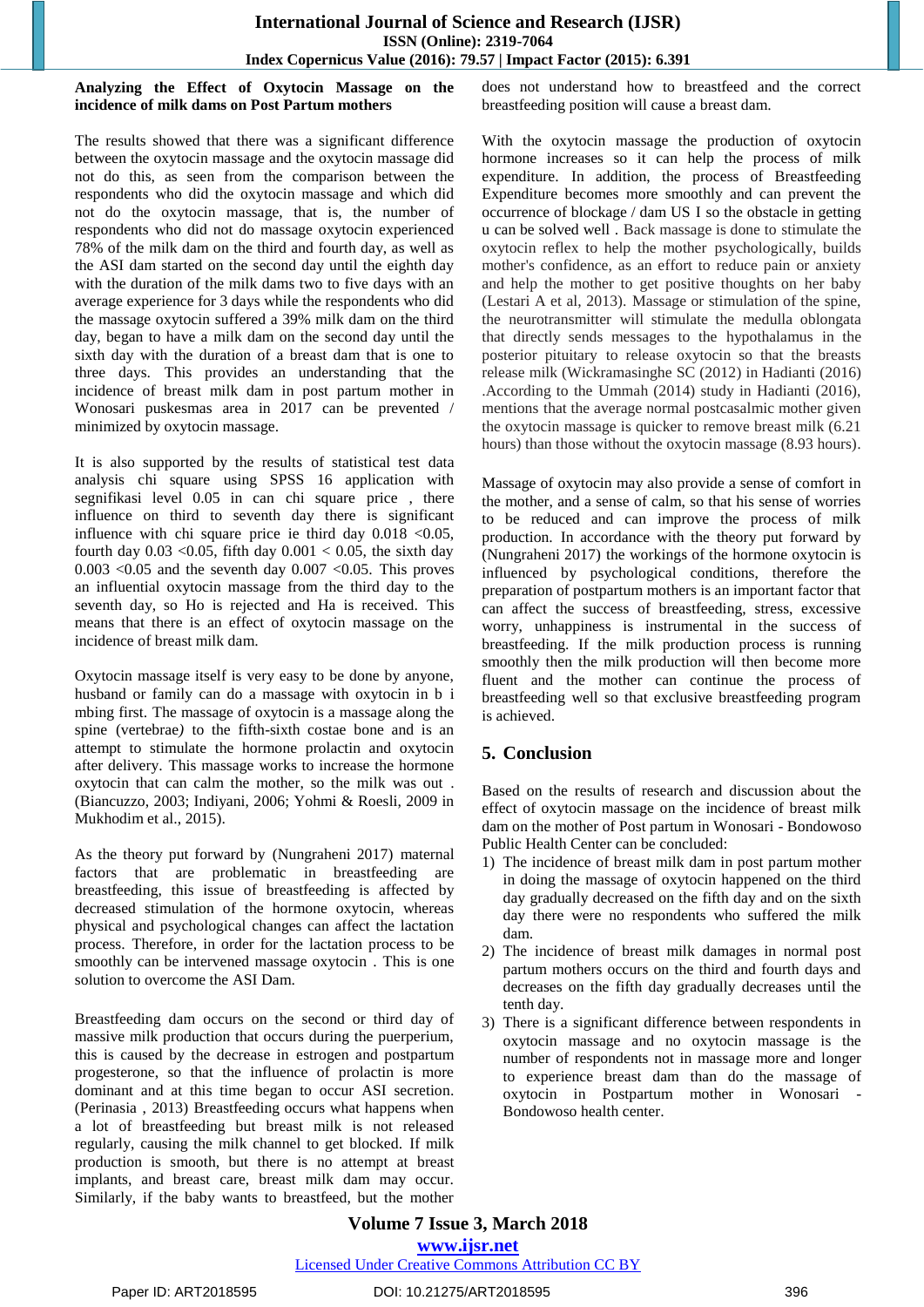**Analyzing the Effect of Oxytocin Massage on the incidence of milk dams on Post Partum mothers**

The results showed that there was a significant difference between the oxytocin massage and the oxytocin massage did not do this, as seen from the comparison between the respondents who did the oxytocin massage and which did not do the oxytocin massage, that is, the number of respondents who did not do massage oxytocin experienced 78% of the milk dam on the third and fourth day, as well as the ASI dam started on the second day until the eighth day with the duration of the milk dams two to five days with an average experience for 3 days while the respondents who did the massage oxytocin suffered a 39% milk dam on the third day, began to have a milk dam on the second day until the sixth day with the duration of a breast dam that is one to three days. This provides an understanding that the incidence of breast milk dam in post partum mother in Wonosari puskesmas area in 2017 can be prevented / minimized by oxytocin massage.

It is also supported by the results of statistical test data analysis chi square using SPSS 16 application with segnifikasi level 0.05 in can chi square price , there influence on third to seventh day there is significant influence with chi square price ie third day 0.018 <0.05, fourth day 0.03 <0.05, fifth day 0.001 < 0.05, the sixth day 0.003 <0.05 and the seventh day 0.007 <0.05. This proves an influential oxytocin massage from the third day to the seventh day, so Ho is rejected and Ha is received. This means that there is an effect of oxytocin massage on the incidence of breast milk dam.

Oxytocin massage itself is very easy to be done by anyone, husband or family can do a massage with oxytocin in b i mbing first. The massage of oxytocin is a massage along the spine (vertebrae*)* to the fifth-sixth costae bone and is an attempt to stimulate the hormone prolactin and oxytocin after delivery. This massage works to increase the hormone oxytocin that can calm the mother, so the milk was out . (Biancuzzo, 2003; Indiyani, 2006; Yohmi & Roesli, 2009 in Mukhodim et al., 2015).

As the theory put forward by (Nungraheni 2017) maternal factors that are problematic in breastfeeding are breastfeeding, this issue of breastfeeding is affected by decreased stimulation of the hormone oxytocin, whereas physical and psychological changes can affect the lactation process. Therefore, in order for the lactation process to be smoothly can be intervened massage oxytocin . This is one solution to overcome the ASI Dam.

Breastfeeding dam occurs on the second or third day of massive milk production that occurs during the puerperium, this is caused by the decrease in estrogen and postpartum progesterone, so that the influence of prolactin is more dominant and at this time began to occur ASI secretion. (Perinasia , 2013) Breastfeeding occurs what happens when a lot of breastfeeding but breast milk is not released regularly, causing the milk channel to get blocked. If milk production is smooth, but there is no attempt at breast implants, and breast care, breast milk dam may occur. Similarly, if the baby wants to breastfeed, but the mother does not understand how to breastfeed and the correct breastfeeding position will cause a breast dam.

With the oxytocin massage the production of oxytocin hormone increases so it can help the process of milk expenditure. In addition, the process of Breastfeeding Expenditure becomes more smoothly and can prevent the occurrence of blockage / dam US I so the obstacle in getting u can be solved well . Back massage is done to stimulate the oxytocin reflex to help the mother psychologically, builds mother's confidence, as an effort to reduce pain or anxiety and help the mother to get positive thoughts on her baby (Lestari A et al, 2013). Massage or stimulation of the spine, the neurotransmitter will stimulate the medulla oblongata that directly sends messages to the hypothalamus in the posterior pituitary to release oxytocin so that the breasts release milk (Wickramasinghe SC (2012) in Hadianti (2016) .According to the Ummah (2014) study in Hadianti (2016), mentions that the average normal postcasalmic mother given the oxytocin massage is quicker to remove breast milk (6.21 hours) than those without the oxytocin massage (8.93 hours).

Massage of oxytocin may also provide a sense of comfort in the mother, and a sense of calm, so that his sense of worries to be reduced and can improve the process of milk production. In accordance with the theory put forward by (Nungraheni 2017) the workings of the hormone oxytocin is influenced by psychological conditions, therefore the preparation of postpartum mothers is an important factor that can affect the success of breastfeeding, stress, excessive worry, unhappiness is instrumental in the success of breastfeeding. If the milk production process is running smoothly then the milk production will then become more fluent and the mother can continue the process of breastfeeding well so that exclusive breastfeeding program is achieved.

## 5. Conclusion

Based on the results of research and discussion about the effect of oxytocin massage on the incidence of breast milk dam on the mother of Post partum in Wonosari - Bondowoso Public Health Center can be concluded:

1) The incidence of breast milk dam in post partum mother in doing the massage of oxytocin happened on the third day gradually decreased on the fifth day and on the sixth day there were no respondents who suffered the milk dam.
2) The incidence of breast milk damages in normal post partum mothers occurs on the third and fourth days and decreases on the fifth day gradually decreases until the tenth day.
3) There is a significant difference between respondents in oxytocin massage and no oxytocin massage is the number of respondents not in massage more and longer to experience breast dam than do the massage of oxytocin in Postpartum mother in Wonosari - Bondowoso health center.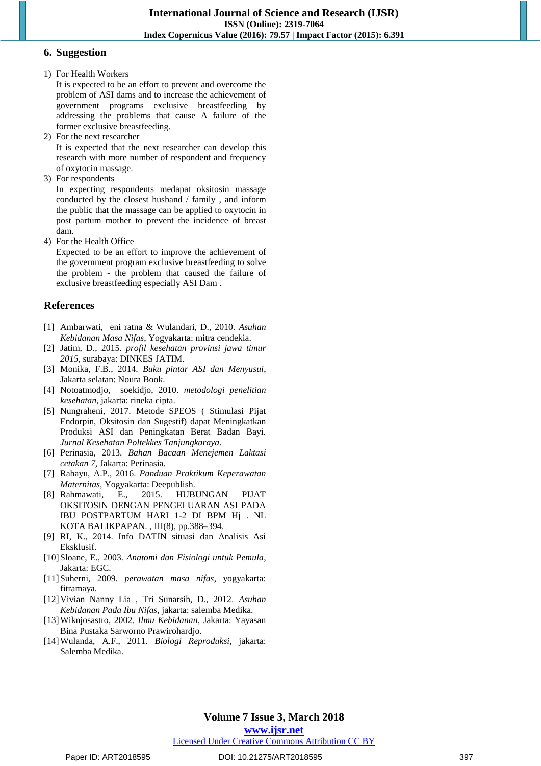## 6. Suggestion

1) For Health Workers
   It is expected to be an effort to prevent and overcome the problem of ASI dams and to increase the achievement of government programs exclusive breastfeeding by addressing the problems that cause A failure of the former exclusive breastfeeding.
2) For the next researcher
   It is expected that the next researcher can develop this research with more number of respondent and frequency of oxytocin massage.
3) For respondents
   In expecting respondents medapat oksitosin massage conducted by the closest husband / family , and inform the public that the massage can be applied to oxytocin in post partum mother to prevent the incidence of breast dam.
4) For the Health Office
   Expected to be an effort to improve the achievement of the government program exclusive breastfeeding to solve the problem - the problem that caused the failure of exclusive breastfeeding especially ASI Dam .

## References

[1] Ambarwati, eni ratna & Wulandari, D., 2010. *Asuhan Kebidanan Masa Nifas*, Yogyakarta: mitra cendekia.

[2] Jatim, D., 2015. *profil kesehatan provinsi jawa timur 2015*, surabaya: DINKES JATIM.

[3] Monika, F.B., 2014. *Buku pintar ASI dan Menyusui*, Jakarta selatan: Noura Book.

[4] Notoatmodjo, soekidjo, 2010. *metodologi penelitian kesehatan*, jakarta: rineka cipta.

[5] Nungraheni, 2017. Metode SPEOS ( Stimulasi Pijat Endorpin, Oksitosin dan Sugestif) dapat Meningkatkan Produksi ASI dan Peningkatan Berat Badan Bayi. *Jurnal Kesehatan Poltekkes Tanjungkaraya*.

[6] Perinasia, 2013. *Bahan Bacaan Menejemen Laktasi cetakan 7*, Jakarta: Perinasia.

[7] Rahayu, A.P., 2016. *Panduan Praktikum Keperawatan Maternitas*, Yogyakarta: Deepublish.

[8] Rahmawati, E., 2015. HUBUNGAN PIJAT OKSITOSIN DENGAN PENGELUARAN ASI PADA IBU POSTPARTUM HARI 1-2 DI BPM Hj . NL KOTA BALIKPAPAN. , III(8), pp.388–394.

[9] RI, K., 2014. Info DATIN situasi dan Analisis Asi Eksklusif.

[10] Sloane, E., 2003. *Anatomi dan Fisiologi untuk Pemula*, Jakarta: EGC.

[11] Suherni, 2009. *perawatan masa nifas*, yogyakarta: fitramaya.

[12] Vivian Nanny Lia , Tri Sunarsih, D., 2012. *Asuhan Kebidanan Pada Ibu Nifas*, jakarta: salemba Medika.

[13] Wiknjosastro, 2002. *Ilmu Kebidanan*, Jakarta: Yayasan Bina Pustaka Sarworno Prawirohardjo.

[14] Wulanda, A.F., 2011. *Biologi Reproduksi*, jakarta: Salemba Medika.